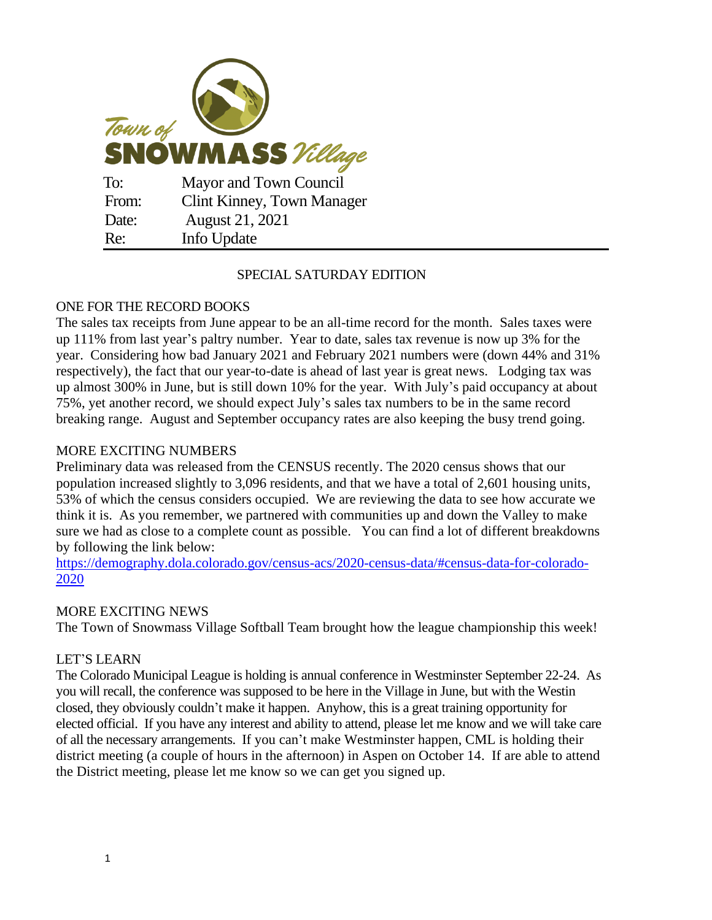Town of SNOWMASS Village

| | |
|---|---|
| To: | Mayor and Town Council |
| From: | Clint Kinney, Town Manager |
| Date: | August 21, 2021 |
| Re: | Info Update |

SPECIAL SATURDAY EDITION

## ONE FOR THE RECORD BOOKS

The sales tax receipts from June appear to be an all-time record for the month. Sales taxes were up 111% from last year's paltry number. Year to date, sales tax revenue is now up 3% for the year. Considering how bad January 2021 and February 2021 numbers were (down 44% and 31% respectively), the fact that our year-to-date is ahead of last year is great news. Lodging tax was up almost 300% in June, but is still down 10% for the year. With July's paid occupancy at about 75%, yet another record, we should expect July's sales tax numbers to be in the same record breaking range. August and September occupancy rates are also keeping the busy trend going.

## MORE EXCITING NUMBERS

Preliminary data was released from the CENSUS recently. The 2020 census shows that our population increased slightly to 3,096 residents, and that we have a total of 2,601 housing units, 53% of which the census considers occupied. We are reviewing the data to see how accurate we think it is. As you remember, we partnered with communities up and down the Valley to make sure we had as close to a complete count as possible. You can find a lot of different breakdowns by following the link below:
https://demography.dola.colorado.gov/census-acs/2020-census-data/#census-data-for-colorado-2020

## MORE EXCITING NEWS

The Town of Snowmass Village Softball Team brought how the league championship this week!

## LET'S LEARN

The Colorado Municipal League is holding is annual conference in Westminster September 22-24. As you will recall, the conference was supposed to be here in the Village in June, but with the Westin closed, they obviously couldn't make it happen. Anyhow, this is a great training opportunity for elected official. If you have any interest and ability to attend, please let me know and we will take care of all the necessary arrangements. If you can't make Westminster happen, CML is holding their district meeting (a couple of hours in the afternoon) in Aspen on October 14. If are able to attend the District meeting, please let me know so we can get you signed up.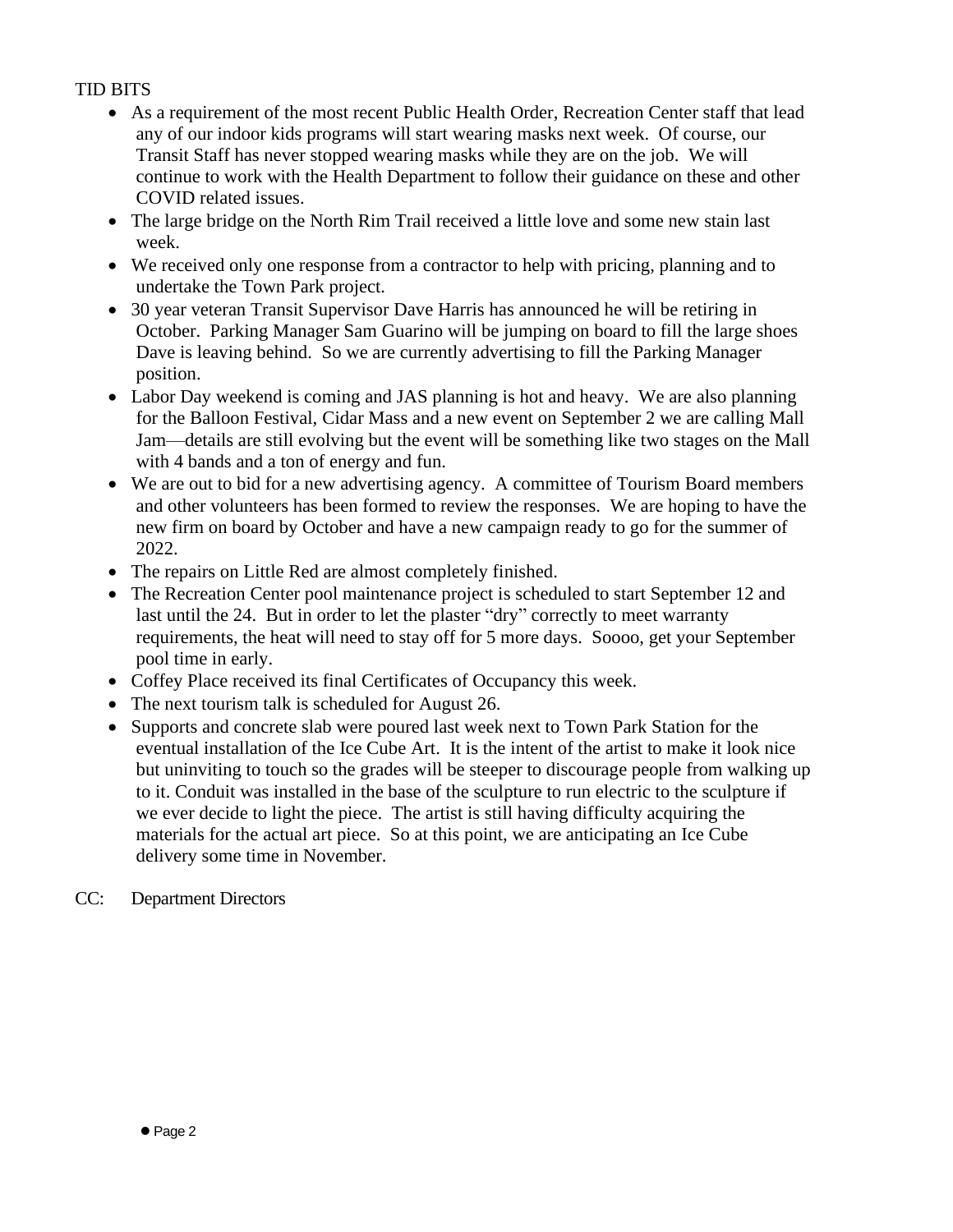TID BITS

- As a requirement of the most recent Public Health Order, Recreation Center staff that lead any of our indoor kids programs will start wearing masks next week. Of course, our Transit Staff has never stopped wearing masks while they are on the job. We will continue to work with the Health Department to follow their guidance on these and other COVID related issues.
- The large bridge on the North Rim Trail received a little love and some new stain last week.
- We received only one response from a contractor to help with pricing, planning and to undertake the Town Park project.
- 30 year veteran Transit Supervisor Dave Harris has announced he will be retiring in October. Parking Manager Sam Guarino will be jumping on board to fill the large shoes Dave is leaving behind. So we are currently advertising to fill the Parking Manager position.
- Labor Day weekend is coming and JAS planning is hot and heavy. We are also planning for the Balloon Festival, Cidar Mass and a new event on September 2 we are calling Mall Jam—details are still evolving but the event will be something like two stages on the Mall with 4 bands and a ton of energy and fun.
- We are out to bid for a new advertising agency. A committee of Tourism Board members and other volunteers has been formed to review the responses. We are hoping to have the new firm on board by October and have a new campaign ready to go for the summer of 2022.
- The repairs on Little Red are almost completely finished.
- The Recreation Center pool maintenance project is scheduled to start September 12 and last until the 24. But in order to let the plaster "dry" correctly to meet warranty requirements, the heat will need to stay off for 5 more days. Soooo, get your September pool time in early.
- Coffey Place received its final Certificates of Occupancy this week.
- The next tourism talk is scheduled for August 26.
- Supports and concrete slab were poured last week next to Town Park Station for the eventual installation of the Ice Cube Art. It is the intent of the artist to make it look nice but uninviting to touch so the grades will be steeper to discourage people from walking up to it. Conduit was installed in the base of the sculpture to run electric to the sculpture if we ever decide to light the piece. The artist is still having difficulty acquiring the materials for the actual art piece. So at this point, we are anticipating an Ice Cube delivery some time in November.

CC: Department Directors